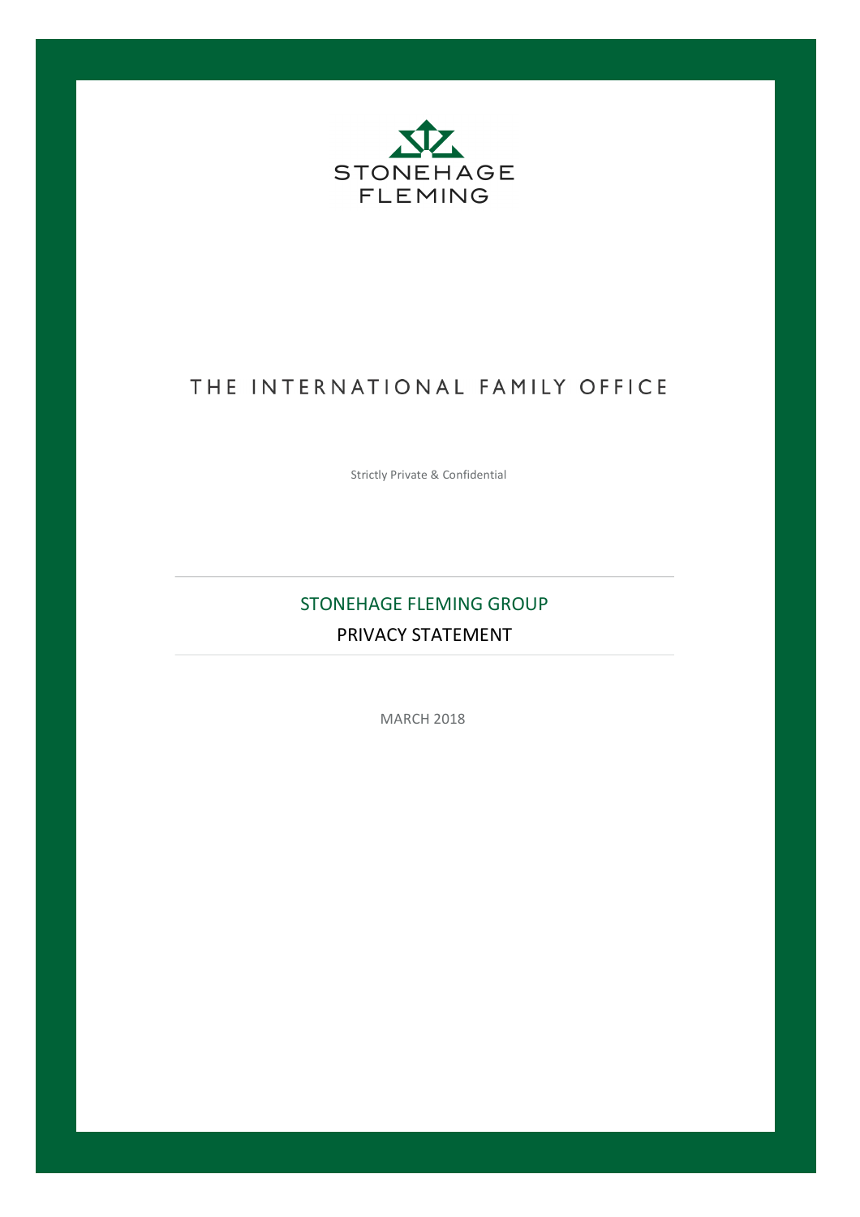STONEHAGE FLEMING

THE INTERNATIONAL FAMILY OFFICE

Strictly Private & Confidential

# STONEHAGE FLEMING GROUP

## PRIVACY STATEMENT

MARCH 2018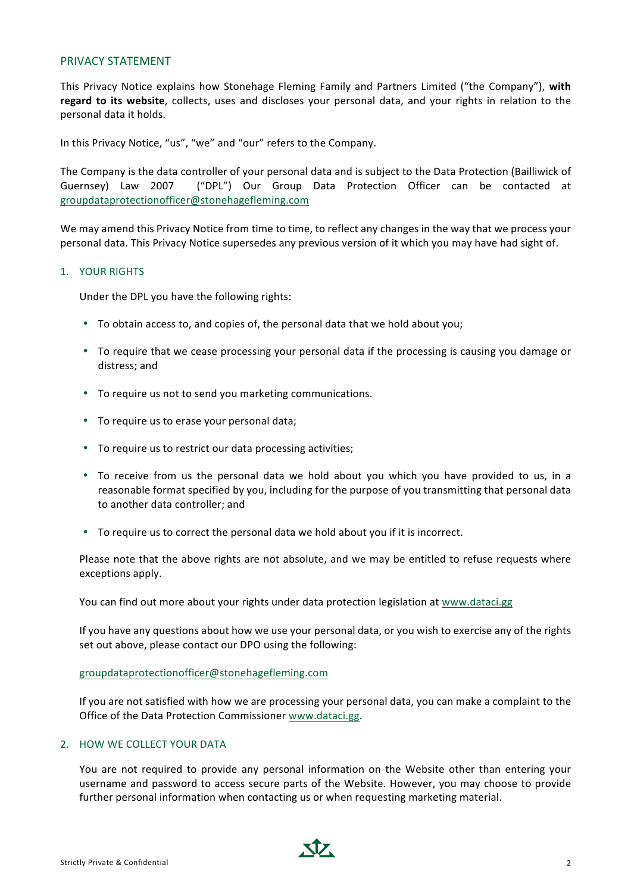## PRIVACY STATEMENT

This Privacy Notice explains how Stonehage Fleming Family and Partners Limited ("the Company"), **with regard to its website**, collects, uses and discloses your personal data, and your rights in relation to the personal data it holds.

In this Privacy Notice, "us", "we" and "our" refers to the Company.

The Company is the data controller of your personal data and is subject to the Data Protection (Bailliwick of Guernsey) Law 2007 ("DPL") Our Group Data Protection Officer can be contacted at groupdataprotectionofficer@stonehagefleming.com

We may amend this Privacy Notice from time to time, to reflect any changes in the way that we process your personal data. This Privacy Notice supersedes any previous version of it which you may have had sight of.

### 1. YOUR RIGHTS

Under the DPL you have the following rights:

- To obtain access to, and copies of, the personal data that we hold about you;
- To require that we cease processing your personal data if the processing is causing you damage or distress; and
- To require us not to send you marketing communications.
- To require us to erase your personal data;
- To require us to restrict our data processing activities;
- To receive from us the personal data we hold about you which you have provided to us, in a reasonable format specified by you, including for the purpose of you transmitting that personal data to another data controller; and
- To require us to correct the personal data we hold about you if it is incorrect.

Please note that the above rights are not absolute, and we may be entitled to refuse requests where exceptions apply.

You can find out more about your rights under data protection legislation at www.dataci.gg

If you have any questions about how we use your personal data, or you wish to exercise any of the rights set out above, please contact our DPO using the following:

groupdataprotectionofficer@stonehagefleming.com

If you are not satisfied with how we are processing your personal data, you can make a complaint to the Office of the Data Protection Commissioner www.dataci.gg.

### 2. HOW WE COLLECT YOUR DATA

You are not required to provide any personal information on the Website other than entering your username and password to access secure parts of the Website. However, you may choose to provide further personal information when contacting us or when requesting marketing material.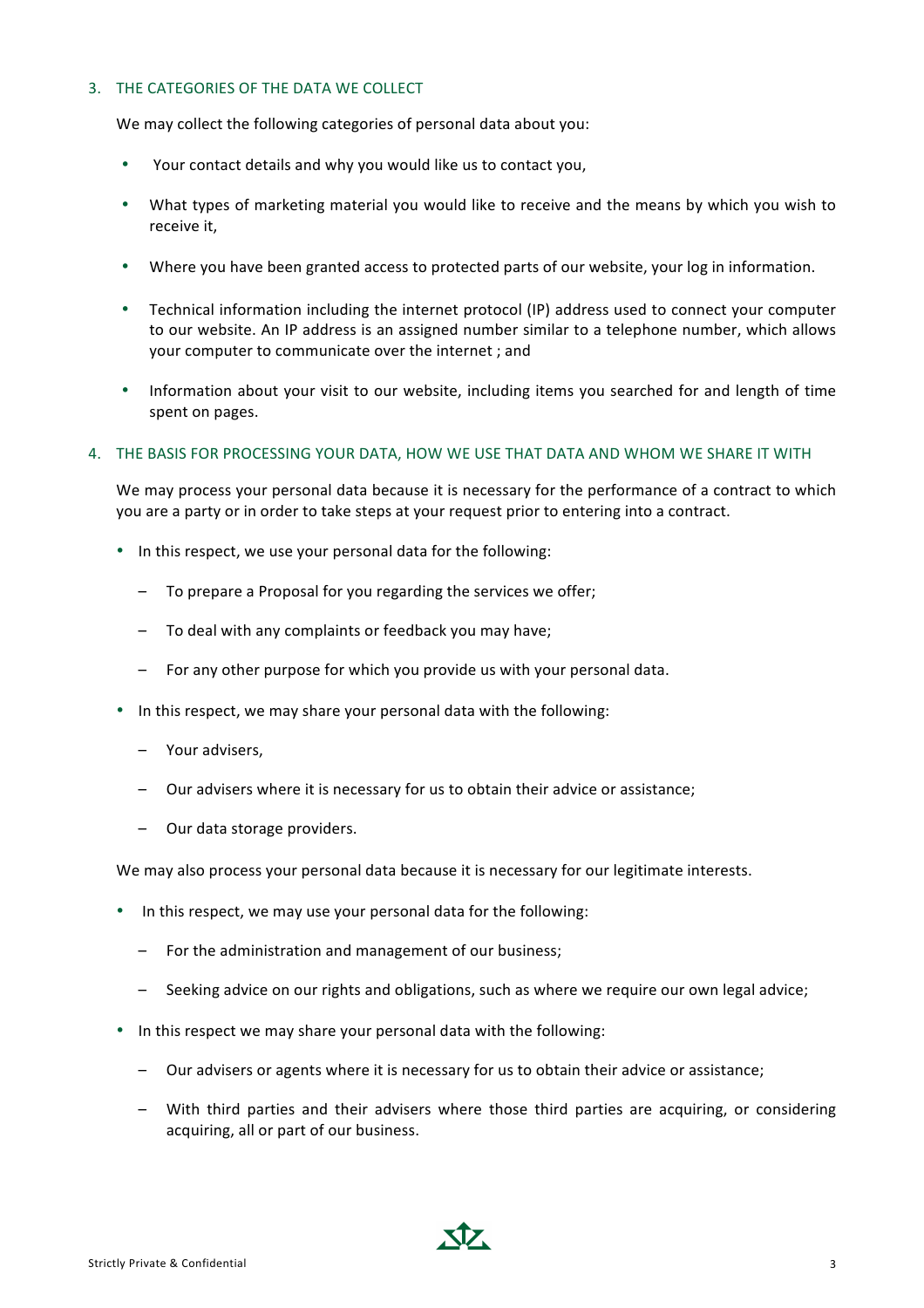## 3. THE CATEGORIES OF THE DATA WE COLLECT

We may collect the following categories of personal data about you:

- Your contact details and why you would like us to contact you,
- What types of marketing material you would like to receive and the means by which you wish to receive it,
- Where you have been granted access to protected parts of our website, your log in information.
- Technical information including the internet protocol (IP) address used to connect your computer to our website. An IP address is an assigned number similar to a telephone number, which allows your computer to communicate over the internet ; and
- Information about your visit to our website, including items you searched for and length of time spent on pages.

## 4. THE BASIS FOR PROCESSING YOUR DATA, HOW WE USE THAT DATA AND WHOM WE SHARE IT WITH

We may process your personal data because it is necessary for the performance of a contract to which you are a party or in order to take steps at your request prior to entering into a contract.

- In this respect, we use your personal data for the following:
  - To prepare a Proposal for you regarding the services we offer;
  - To deal with any complaints or feedback you may have;
  - For any other purpose for which you provide us with your personal data.
- In this respect, we may share your personal data with the following:
  - Your advisers,
  - Our advisers where it is necessary for us to obtain their advice or assistance;
  - Our data storage providers.

We may also process your personal data because it is necessary for our legitimate interests.

- In this respect, we may use your personal data for the following:
  - For the administration and management of our business;
  - Seeking advice on our rights and obligations, such as where we require our own legal advice;
- In this respect we may share your personal data with the following:
  - Our advisers or agents where it is necessary for us to obtain their advice or assistance;
  - With third parties and their advisers where those third parties are acquiring, or considering acquiring, all or part of our business.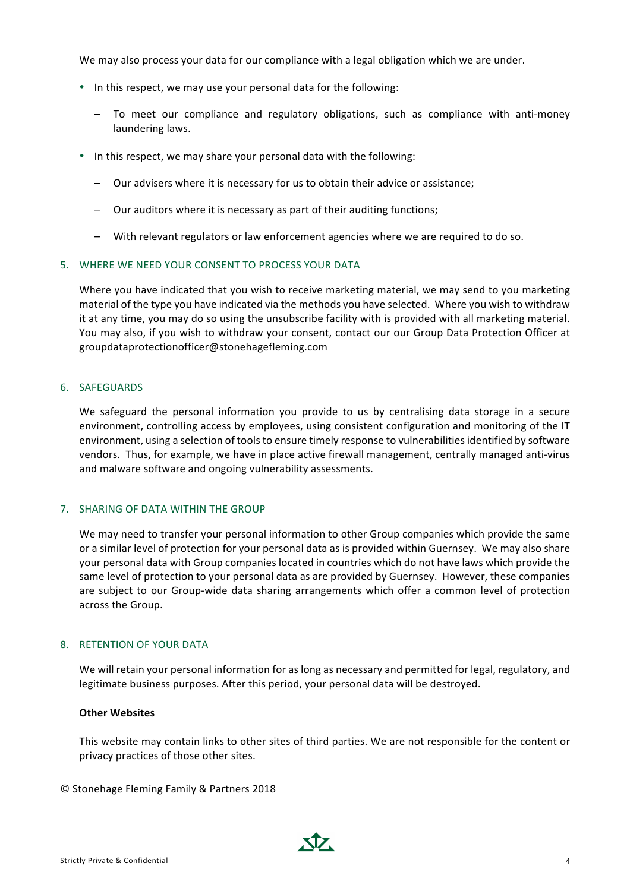We may also process your data for our compliance with a legal obligation which we are under.

- In this respect, we may use your personal data for the following:
  - To meet our compliance and regulatory obligations, such as compliance with anti-money laundering laws.
- In this respect, we may share your personal data with the following:
  - Our advisers where it is necessary for us to obtain their advice or assistance;
  - Our auditors where it is necessary as part of their auditing functions;
  - With relevant regulators or law enforcement agencies where we are required to do so.

## 5. WHERE WE NEED YOUR CONSENT TO PROCESS YOUR DATA

Where you have indicated that you wish to receive marketing material, we may send to you marketing material of the type you have indicated via the methods you have selected. Where you wish to withdraw it at any time, you may do so using the unsubscribe facility with is provided with all marketing material. You may also, if you wish to withdraw your consent, contact our our Group Data Protection Officer at groupdataprotectionofficer@stonehagefleming.com

## 6. SAFEGUARDS

We safeguard the personal information you provide to us by centralising data storage in a secure environment, controlling access by employees, using consistent configuration and monitoring of the IT environment, using a selection of tools to ensure timely response to vulnerabilities identified by software vendors. Thus, for example, we have in place active firewall management, centrally managed anti-virus and malware software and ongoing vulnerability assessments.

## 7. SHARING OF DATA WITHIN THE GROUP

We may need to transfer your personal information to other Group companies which provide the same or a similar level of protection for your personal data as is provided within Guernsey. We may also share your personal data with Group companies located in countries which do not have laws which provide the same level of protection to your personal data as are provided by Guernsey. However, these companies are subject to our Group-wide data sharing arrangements which offer a common level of protection across the Group.

## 8. RETENTION OF YOUR DATA

We will retain your personal information for as long as necessary and permitted for legal, regulatory, and legitimate business purposes. After this period, your personal data will be destroyed.

**Other Websites**

This website may contain links to other sites of third parties. We are not responsible for the content or privacy practices of those other sites.

© Stonehage Fleming Family & Partners 2018